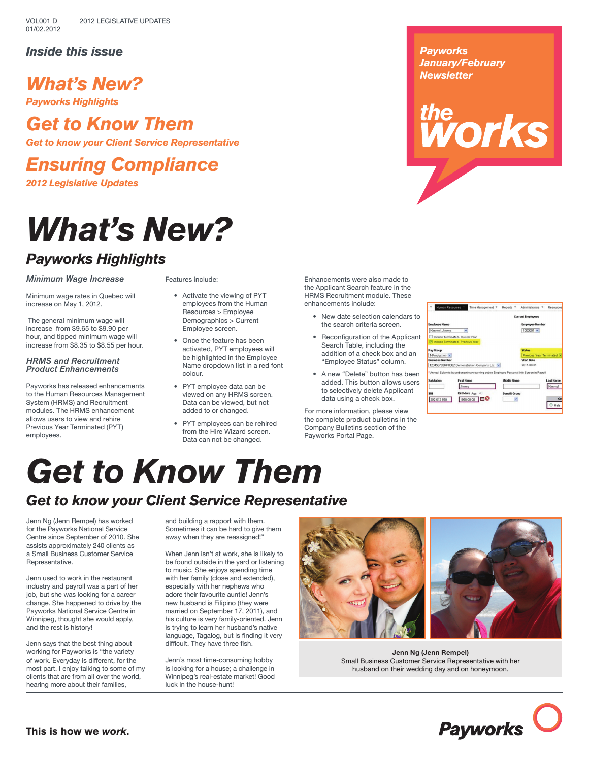VOL001 D 2012 LEGISLATIVE UPDATES
01/02.2012

*Inside this issue*

**What's New?**
*Payworks Highlights*

**Get to Know Them**
*Get to know your Client Service Representative*

**Ensuring Compliance**
*2012 Legislative Updates*

**Payworks January/February Newsletter**

**the works**

# What's New?

## Payworks Highlights

### *Minimum Wage Increase*

Minimum wage rates in Quebec will increase on May 1, 2012.

The general minimum wage will increase from $9.65 to $9.90 per hour, and tipped minimum wage will increase from $8.35 to $8.55 per hour.

### *HRMS and Recruitment Product Enhancements*

Payworks has released enhancements to the Human Resources Management System (HRMS) and Recruitment modules. The HRMS enhancement allows users to view and rehire Previous Year Terminated (PYT) employees.

Features include:

- Activate the viewing of PYT employees from the Human Resources > Employee Demographics > Current Employee screen.
- Once the feature has been activated, PYT employees will be highlighted in the Employee Name dropdown list in a red font colour.
- PYT employee data can be viewed on any HRMS screen. Data can be viewed, but not added to or changed.
- PYT employees can be rehired from the Hire Wizard screen. Data can not be changed.

Enhancements were also made to the Applicant Search feature in the HRMS Recruitment module. These enhancements include:

- New date selection calendars to the search criteria screen.
- Reconfiguration of the Applicant Search Table, including the addition of a check box and an "Employee Status" column.
- A new "Delete" button has been added. This button allows users to selectively delete Applicant data using a check box.

For more information, please view the complete product bulletins in the Company Bulletins section of the Payworks Portal Page.

# Get to Know Them

## Get to know your Client Service Representative

Jenn Ng (Jenn Rempel) has worked for the Payworks National Service Centre since September of 2010. She assists approximately 240 clients as a Small Business Customer Service Representative.

Jenn used to work in the restaurant industry and payroll was a part of her job, but she was looking for a career change. She happened to drive by the Payworks National Service Centre in Winnipeg, thought she would apply, and the rest is history!

Jenn says that the best thing about working for Payworks is "the variety of work. Everyday is different, for the most part. I enjoy talking to some of my clients that are from all over the world, hearing more about their families, and building a rapport with them. Sometimes it can be hard to give them away when they are reassigned!"

When Jenn isn't at work, she is likely to be found outside in the yard or listening to music. She enjoys spending time with her family (close and extended), especially with her nephews who adore their favourite auntie! Jenn's new husband is Filipino (they were married on September 17, 2011), and his culture is very family-oriented. Jenn is trying to learn her husband's native language, Tagalog, but is finding it very difficult. They have three fish.

Jenn's most time-consuming hobby is looking for a house; a challenge in Winnipeg's real-estate market! Good luck in the house-hunt!

**Jenn Ng (Jenn Rempel)**
Small Business Customer Service Representative with her husband on their wedding day and on honeymoon.

**This is how we *work*.**

**Payworks**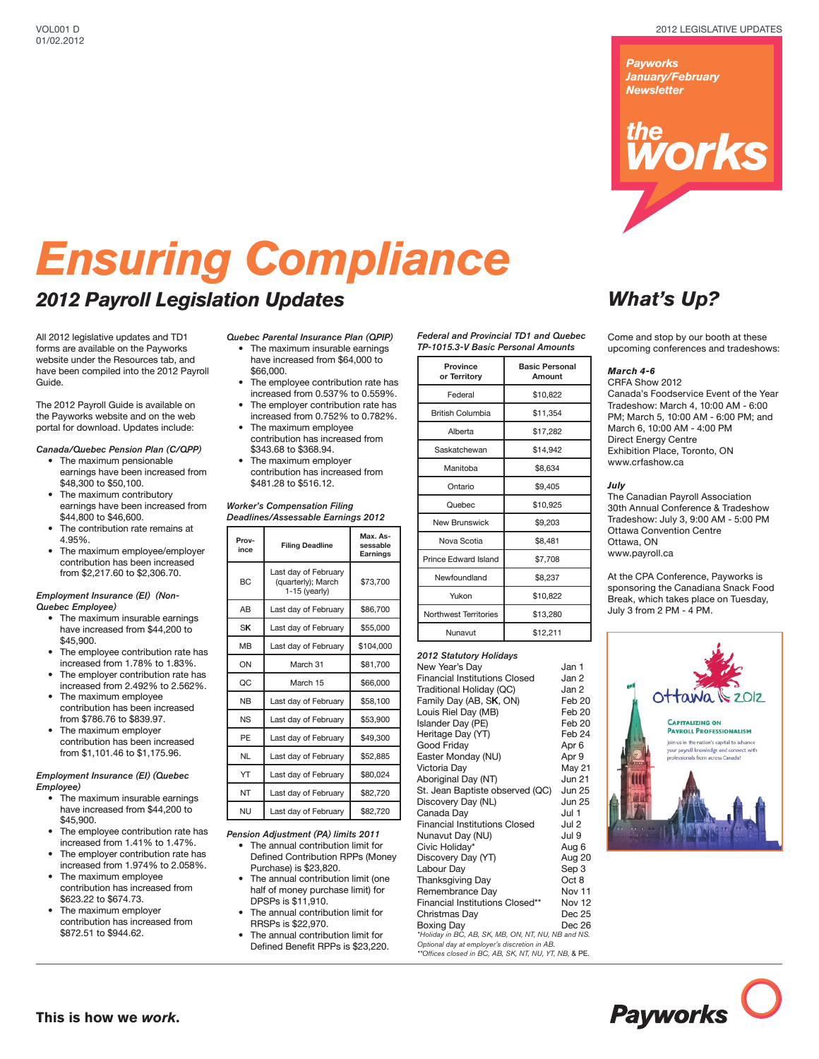# Ensuring Compliance

## 2012 Payroll Legislation Updates

All 2012 legislative updates and TD1 forms are available on the Payworks website under the Resources tab, and have been compiled into the 2012 Payroll Guide.

The 2012 Payroll Guide is available on the Payworks website and on the web portal for download. Updates include:

*Canada/Quebec Pension Plan (C/QPP)*

- The maximum pensionable earnings have been increased from $48,300 to $50,100.
- The maximum contributory earnings have been increased from $44,800 to $46,600.
- The contribution rate remains at 4.95%.
- The maximum employee/employer contribution has been increased from $2,217.60 to $2,306.70.

*Employment Insurance (EI) (Non-Quebec Employee)*

- The maximum insurable earnings have increased from $44,200 to $45,900.
- The employee contribution rate has increased from 1.78% to 1.83%.
- The employer contribution rate has increased from 2.492% to 2.562%.
- The maximum employee contribution has been increased from $786.76 to $839.97.
- The maximum employer contribution has been increased from $1,101.46 to $1,175.96.

*Employment Insurance (EI) (Quebec Employee)*

- The maximum insurable earnings have increased from $44,200 to $45,900.
- The employee contribution rate has increased from 1.41% to 1.47%.
- The employer contribution rate has increased from 1.974% to 2.058%.
- The maximum employee contribution has increased from $623.22 to $674.73.
- The maximum employer contribution has increased from $872.51 to $944.62.

*Quebec Parental Insurance Plan (QPIP)*

- The maximum insurable earnings have increased from $64,000 to $66,000.
- The employee contribution rate has increased from 0.537% to 0.559%.
- The employer contribution rate has increased from 0.752% to 0.782%.
- The maximum employee contribution has increased from $343.68 to $368.94.
- The maximum employer contribution has increased from $481.28 to $516.12.

*Worker's Compensation Filing Deadlines/Assessable Earnings 2012*

| Province | Filing Deadline | Max. Assessable Earnings |
|---|---|---|
| BC | Last day of February (quarterly); March 1-15 (yearly) | $73,700 |
| AB | Last day of February | $86,700 |
| SK | Last day of February | $55,000 |
| MB | Last day of February | $104,000 |
| ON | March 31 | $81,700 |
| QC | March 15 | $66,000 |
| NB | Last day of February | $58,100 |
| NS | Last day of February | $53,900 |
| PE | Last day of February | $49,300 |
| NL | Last day of February | $52,885 |
| YT | Last day of February | $80,024 |
| NT | Last day of February | $82,720 |
| NU | Last day of February | $82,720 |

*Pension Adjustment (PA) limits 2011*

- The annual contribution limit for Defined Contribution RPPs (Money Purchase) is $23,820.
- The annual contribution limit (one half of money purchase limit) for DPSPs is $11,910.
- The annual contribution limit for RRSPs is $22,970.
- The annual contribution limit for Defined Benefit RPPs is $23,220.

*Federal and Provincial TD1 and Quebec TP-1015.3-V Basic Personal Amounts*

| Province or Territory | Basic Personal Amount |
|---|---|
| Federal | $10,822 |
| British Columbia | $11,354 |
| Alberta | $17,282 |
| Saskatchewan | $14,942 |
| Manitoba | $8,634 |
| Ontario | $9,405 |
| Quebec | $10,925 |
| New Brunswick | $9,203 |
| Nova Scotia | $8,481 |
| Prince Edward Island | $7,708 |
| Newfoundland | $8,237 |
| Yukon | $10,822 |
| Northwest Territories | $13,280 |
| Nunavut | $12,211 |

*2012 Statutory Holidays*

| | |
|---|---|
| New Year's Day | Jan 1 |
| Financial Institutions Closed | Jan 2 |
| Traditional Holiday (QC) | Jan 2 |
| Family Day (AB, SK, ON) | Feb 20 |
| Louis Riel Day (MB) | Feb 20 |
| Islander Day (PE) | Feb 20 |
| Heritage Day (YT) | Feb 24 |
| Good Friday | Apr 6 |
| Easter Monday (NU) | Apr 9 |
| Victoria Day | May 21 |
| Aboriginal Day (NT) | Jun 21 |
| St. Jean Baptiste observed (QC) | Jun 25 |
| Discovery Day (NL) | Jun 25 |
| Canada Day | Jul 1 |
| Financial Institutions Closed | Jul 2 |
| Nunavut Day (NU) | Jul 9 |
| Civic Holiday* | Aug 6 |
| Discovery Day (YT) | Aug 20 |
| Labour Day | Sep 3 |
| Thanksgiving Day | Oct 8 |
| Remembrance Day | Nov 11 |
| Financial Institutions Closed** | Nov 12 |
| Christmas Day | Dec 25 |
| Boxing Day | Dec 26 |

*\*Holiday in BC, AB, SK, MB, ON, NT, NU, NB and NS. Optional day at employer's discretion in AB.*
*\*\*Offices closed in BC, AB, SK, NT, NU, YT, NB, & PE.*

## What's Up?

Come and stop by our booth at these upcoming conferences and tradeshows:

***March 4-6***
CRFA Show 2012
Canada's Foodservice Event of the Year
Tradeshow: March 4, 10:00 AM - 6:00 PM; March 5, 10:00 AM - 6:00 PM; and March 6, 10:00 AM - 4:00 PM
Direct Energy Centre
Exhibition Place, Toronto, ON
www.crfashow.ca

***July***
The Canadian Payroll Association
30th Annual Conference & Tradeshow
Tradeshow: July 3, 9:00 AM - 5:00 PM
Ottawa Convention Centre
Ottawa, ON
www.payroll.ca

At the CPA Conference, Payworks is sponsoring the Canadiana Snack Food Break, which takes place on Tuesday, July 3 from 2 PM - 4 PM.

Ottawa 2012

Capitalizing on Payroll Professionalism

Join us in the nation's capital to advance your payroll knowledge and connect with professionals from across Canada!

**This is how we *work*.**